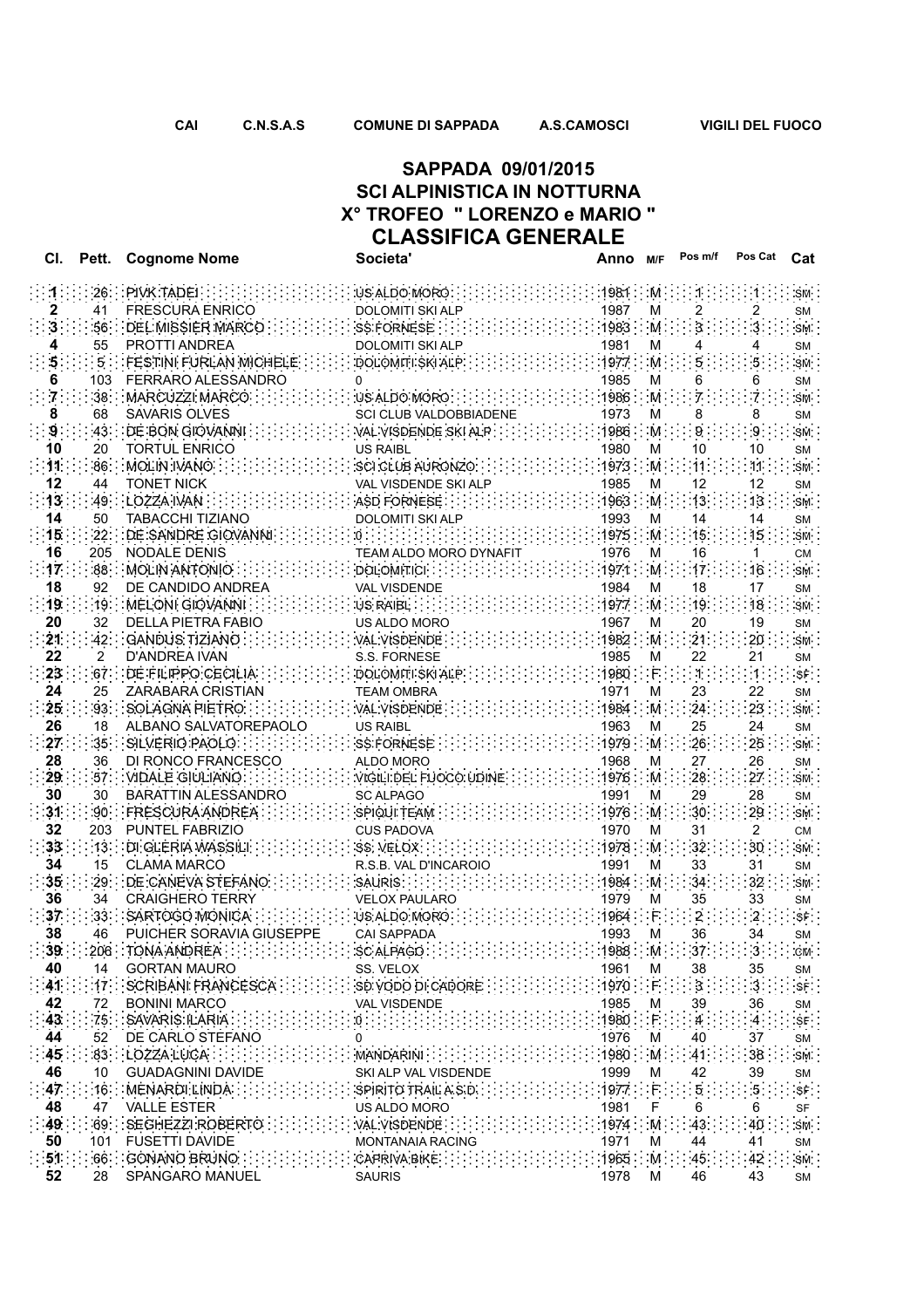CAI C.N.S.A.S COMUNE DI SAPPADA A.S.CAMOSCI VIGILI DEL FUOCO

# SAPPADA 09/01/2015
## SCI ALPINISTICA IN NOTTURNA
## X° TROFEO " LORENZO e MARIO "
## CLASSIFICA GENERALE

| Cl. | Pett. | Cognome Nome | Societa' | Anno | M/F | Pos m/f | Pos Cat | Cat |
|---|---|---|---|---|---|---|---|---|
| 1 | 26 | PIVK TADEI | US ALDO MORO | 1981 | M | 1 | 1 | SM |
| 2 | 41 | FRESCURA ENRICO | DOLOMITI SKI ALP | 1987 | M | 2 | 2 | SM |
| 3 | 56 | DEL MISSIER MARCO | SS FORNESE | 1983 | M | 3 | 3 | SM |
| 4 | 55 | PROTTI ANDREA | DOLOMITI SKI ALP | 1981 | M | 4 | 4 | SM |
| 5 | 5 | FESTINI FURLAN MICHELE | DOLOMITI SKI ALP | 1977 | M | 5 | 5 | SM |
| 6 | 103 | FERRARO ALESSANDRO | 0 | 1985 | M | 6 | 6 | SM |
| 7 | 38 | MARCUZZI MARCO | US ALDO MORO | 1986 | M | 7 | 7 | SM |
| 8 | 68 | SAVARIS OLVES | SCI CLUB VALDOBBIADENE | 1973 | M | 8 | 8 | SM |
| 9 | 43 | DE BON GIOVANNI | VAL VISDENDE SKI ALP | 1986 | M | 9 | 9 | SM |
| 10 | 20 | TORTUL ENRICO | US RAIBL | 1980 | M | 10 | 10 | SM |
| 11 | 86 | MOLIN IVANO | SCI CLUB AURONZO | 1973 | M | 11 | 11 | SM |
| 12 | 44 | TONET NICK | VAL VISDENDE SKI ALP | 1985 | M | 12 | 12 | SM |
| 13 | 49 | LOZZA IVAN | ASD FORNESE | 1963 | M | 13 | 13 | SM |
| 14 | 50 | TABACCHI TIZIANO | DOLOMITI SKI ALP | 1993 | M | 14 | 14 | SM |
| 15 | 22 | DE SANDRE GIOVANNI | 0 | 1975 | M | 15 | 15 | SM |
| 16 | 205 | NODALE DENIS | TEAM ALDO MORO DYNAFIT | 1976 | M | 16 | 1 | CM |
| 17 | 88 | MOLIN ANTONIO | DOLOMITICI | 1971 | M | 17 | 16 | SM |
| 18 | 92 | DE CANDIDO ANDREA | VAL VISDENDE | 1984 | M | 18 | 17 | SM |
| 19 | 19 | MELONI GIOVANNI | US RAIBL | 1977 | M | 19 | 18 | SM |
| 20 | 32 | DELLA PIETRA FABIO | US ALDO MORO | 1967 | M | 20 | 19 | SM |
| 21 | 42 | GANDUS TIZIANO | VAL VISDENDE | 1982 | M | 21 | 20 | SM |
| 22 | 2 | D'ANDREA IVAN | S.S. FORNESE | 1985 | M | 22 | 21 | SM |
| 23 | 67 | DE FILIPPO CECILIA | DOLOMITI SKI ALP | 1980 | F | 1 | 1 | SF |
| 24 | 25 | ZARABARA CRISTIAN | TEAM OMBRA | 1971 | M | 23 | 22 | SM |
| 25 | 93 | SOLAGNA PIETRO | VAL VISDENDE | 1984 | M | 24 | 23 | SM |
| 26 | 18 | ALBANO SALVATOREPAOLO | US RAIBL | 1963 | M | 25 | 24 | SM |
| 27 | 35 | SILVERIO PAOLO | SS FORNESE | 1979 | M | 26 | 25 | SM |
| 28 | 36 | DI RONCO FRANCESCO | ALDO MORO | 1968 | M | 27 | 26 | SM |
| 29 | 57 | VIDALE GIULIANO | VIGILI DEL FUOCO UDINE | 1976 | M | 28 | 27 | SM |
| 30 | 30 | BARATTIN ALESSANDRO | SC ALPAGO | 1991 | M | 29 | 28 | SM |
| 31 | 90 | FRESCURA ANDREA | SPIQUI TEAM | 1976 | M | 30 | 29 | SM |
| 32 | 203 | PUNTEL FABRIZIO | CUS PADOVA | 1970 | M | 31 | 2 | CM |
| 33 | 13 | DI GLERIA WASSILI | SS. VELOX | 1978 | M | 32 | 30 | SM |
| 34 | 15 | CLAMA MARCO | R.S.B. VAL D'INCAROIO | 1991 | M | 33 | 31 | SM |
| 35 | 29 | DE CANEVA STEFANO | SAURIS | 1984 | M | 34 | 32 | SM |
| 36 | 34 | CRAIGHERO TERRY | VELOX PAULARO | 1979 | M | 35 | 33 | SM |
| 37 | 33 | SARTOGO MONICA | US ALDO MORO | 1964 | F | 2 | 2 | SF |
| 38 | 46 | PUICHER SORAVIA GIUSEPPE | CAI SAPPADA | 1993 | M | 36 | 34 | SM |
| 39 | 206 | TONA ANDREA | SC ALPAGO | 1988 | M | 37 | 3 | CM |
| 40 | 14 | GORTAN MAURO | SS. VELOX | 1961 | M | 38 | 35 | SM |
| 41 | 17 | SCRIBANI FRANCESCA | SD VODO DI CADORE | 1970 | F | 3 | 3 | SF |
| 42 | 72 | BONINI MARCO | VAL VISDENDE | 1985 | M | 39 | 36 | SM |
| 43 | 75 | SAVARIS ILARIA | 0 | 1980 | F | 4 | 4 | SF |
| 44 | 52 | DE CARLO STEFANO | 0 | 1976 | M | 40 | 37 | SM |
| 45 | 83 | LOZZA LUCA | MANDARINI | 1980 | M | 41 | 38 | SM |
| 46 | 10 | GUADAGNINI DAVIDE | SKI ALP VAL VISDENDE | 1999 | M | 42 | 39 | SM |
| 47 | 16 | MENARDI LINDA | SPIRITO TRAIL A.S.D. | 1977 | F | 5 | 5 | SF |
| 48 | 47 | VALLE ESTER | US ALDO MORO | 1981 | F | 6 | 6 | SF |
| 49 | 69 | SEGHEZZI ROBERTO | VAL VISDENDE | 1974 | M | 43 | 40 | SM |
| 50 | 101 | FUSETTI DAVIDE | MONTANAIA RACING | 1971 | M | 44 | 41 | SM |
| 51 | 66 | GONANO BRUNO | CAPRIVA BIKE | 1965 | M | 45 | 42 | SM |
| 52 | 28 | SPANGARO MANUEL | SAURIS | 1978 | M | 46 | 43 | SM |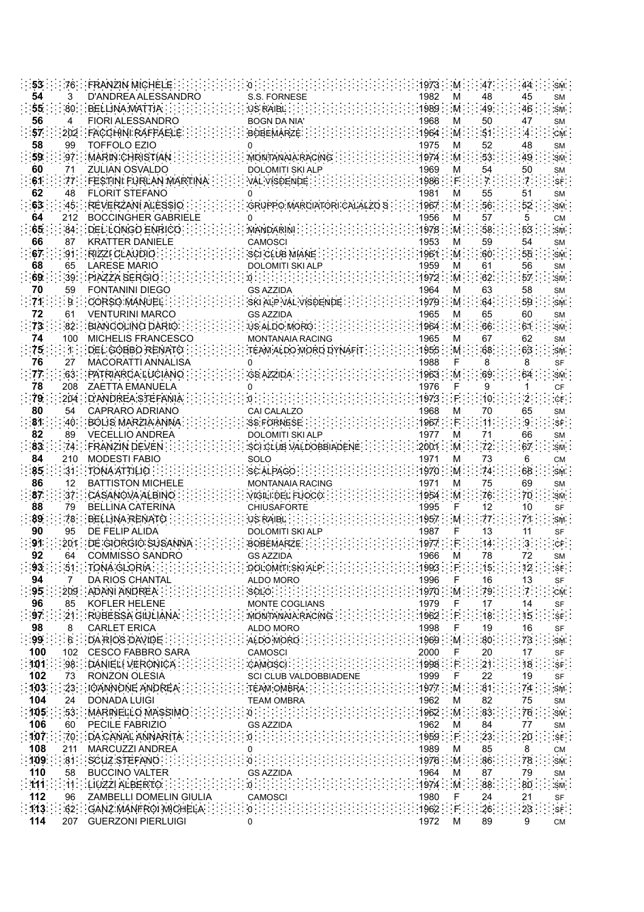| | | | | | | | | |
|---|---|---|---|---|---|---|---|---|
| 53 | 76 | FRANZIN MICHELE | 0 | 1973 | M | 47 | 44 | SM |
| 54 | 3 | D'ANDREA ALESSANDRO | S.S. FORNESE | 1982 | M | 48 | 45 | SM |
| 55 | 80 | BELLINA MATTIA | US RAIBL | 1989 | M | 49 | 46 | SM |
| 56 | 4 | FIORI ALESSANDRO | BOGN DA NIA' | 1968 | M | 50 | 47 | SM |
| 57 | 202 | FACCHINI RAFFAELE | BOBEMARZE | 1964 | M | 51 | 4 | CM |
| 58 | 99 | TOFFOLO EZIO | 0 | 1975 | M | 52 | 48 | SM |
| 59 | 97 | MARIN CHRISTIAN | MONTANAIA RACING | 1974 | M | 53 | 49 | SM |
| 60 | 71 | ZULIAN OSVALDO | DOLOMITI SKI ALP | 1969 | M | 54 | 50 | SM |
| 61 | 77 | FESTINI FURLAN MARTINA | VAL VISDENDE | 1986 | F | 7 | 7 | SF |
| 62 | 48 | FLORIT STEFANO | 0 | 1981 | M | 55 | 51 | SM |
| 63 | 45 | REVERZANI ALESSIO | GRUPPO MARCIATORI CALALZO S | 1967 | M | 56 | 52 | SM |
| 64 | 212 | BOCCINGHER GABRIELE | 0 | 1956 | M | 57 | 5 | CM |
| 65 | 84 | DEL LONGO ENRICO | MANDARINI | 1978 | M | 58 | 53 | SM |
| 66 | 87 | KRATTER DANIELE | CAMOSCI | 1953 | M | 59 | 54 | SM |
| 67 | 91 | RIZZI CLAUDIO | SCI CLUB MIANE | 1961 | M | 60 | 55 | SM |
| 68 | 65 | LARESE MARIO | DOLOMITI SKI ALP | 1959 | M | 61 | 56 | SM |
| 69 | 39 | PIAZZA SERGIO | 0 | 1972 | M | 62 | 57 | SM |
| 70 | 59 | FONTANINI DIEGO | GS AZZIDA | 1964 | M | 63 | 58 | SM |
| 71 | 9 | CORSO MANUEL | SKI ALP VAL VISDENDE | 1979 | M | 64 | 59 | SM |
| 72 | 61 | VENTURINI MARCO | GS AZZIDA | 1965 | M | 65 | 60 | SM |
| 73 | 82 | BIANCOLINO DARIO | US ALDO MORO | 1964 | M | 66 | 61 | SM |
| 74 | 100 | MICHELIS FRANCESCO | MONTANAIA RACING | 1965 | M | 67 | 62 | SM |
| 75 | 1 | DEL GOBBO RENATO | TEAM ALDO MORO DYNAFIT | 1955 | M | 68 | 63 | SM |
| 76 | 27 | MACORATTI ANNALISA | 0 | 1988 | F | 8 | 8 | SF |
| 77 | 63 | PATRIARCA LUCIANO | GS AZZIDA | 1963 | M | 69 | 64 | SM |
| 78 | 208 | ZAETTA EMANUELA | 0 | 1976 | F | 9 | 1 | CF |
| 79 | 204 | D'ANDREA STEFANIA | 0 | 1973 | F | 10 | 2 | CF |
| 80 | 54 | CAPRARO ADRIANO | CAI CALALZO | 1968 | M | 70 | 65 | SM |
| 81 | 40 | BOLIS MARZIA ANNA | SS FORNESE | 1967 | F | 11 | 9 | SF |
| 82 | 89 | VECELLIO ANDREA | DOLOMITI SKI ALP | 1977 | M | 71 | 66 | SM |
| 83 | 74 | FRANZIN DEVEN | SCI CLUB VALDOBBIADENE | 2001 | M | 72 | 67 | SM |
| 84 | 210 | MODESTI FABIO | SOLO | 1971 | M | 73 | 6 | CM |
| 85 | 31 | TONA ATTILIO | SC ALPAGO | 1970 | M | 74 | 68 | SM |
| 86 | 12 | BATTISTON MICHELE | MONTANAIA RACING | 1971 | M | 75 | 69 | SM |
| 87 | 37 | CASANOVA ALBINO | VIGILI DEL FUOCO | 1954 | M | 76 | 70 | SM |
| 88 | 79 | BELLINA CATERINA | CHIUSAFORTE | 1995 | F | 12 | 10 | SF |
| 89 | 78 | BELLINA RENATO | US RAIBL | 1957 | M | 77 | 71 | SM |
| 90 | 95 | DE FELIP ALIDA | DOLOMITI SKI ALP | 1987 | F | 13 | 11 | SF |
| 91 | 201 | DE GIORGIO SUSANNA | BOBEMARZE | 1977 | F | 14 | 3 | CF |
| 92 | 64 | COMMISSO SANDRO | GS AZZIDA | 1966 | M | 78 | 72 | SM |
| 93 | 51 | TONA GLORIA | DOLOMITI SKI ALP | 1993 | F | 15 | 12 | SF |
| 94 | 7 | DA RIOS CHANTAL | ALDO MORO | 1996 | F | 16 | 13 | SF |
| 95 | 209 | ADANI ANDREA | SOLO | 1970 | M | 79 | 7 | CM |
| 96 | 85 | KOFLER HELENE | MONTE COGLIANS | 1979 | F | 17 | 14 | SF |
| 97 | 21 | RUBESSA GIULIANA | MONTANAIA RACING | 1962 | F | 18 | 15 | SF |
| 98 | 8 | CARLET ERICA | ALDO MORO | 1998 | F | 19 | 16 | SF |
| 99 | 6 | DA RIOS DAVIDE | ALDO MORO | 1969 | M | 80 | 73 | SM |
| 100 | 102 | CESCO FABBRO SARA | CAMOSCI | 2000 | F | 20 | 17 | SF |
| 101 | 98 | DANIELI VERONICA | CAMOSCI | 1998 | F | 21 | 18 | SF |
| 102 | 73 | RONZON OLESIA | SCI CLUB VALDOBBIADENE | 1999 | F | 22 | 19 | SF |
| 103 | 23 | IOANNONE ANDREA | TEAM OMBRA | 1977 | M | 81 | 74 | SM |
| 104 | 24 | DONADA LUIGI | TEAM OMBRA | 1962 | M | 82 | 75 | SM |
| 105 | 53 | MARINELLO MASSIMO | 0 | 1962 | M | 83 | 76 | SM |
| 106 | 60 | PECILE FABRIZIO | GS AZZIDA | 1962 | M | 84 | 77 | SM |
| 107 | 70 | DA CANAL ANNARITA | 0 | 1959 | F | 23 | 20 | SF |
| 108 | 211 | MARCUZZI ANDREA | 0 | 1989 | M | 85 | 8 | CM |
| 109 | 81 | SCUZ STEFANO | 0 | 1976 | M | 86 | 78 | SM |
| 110 | 58 | BUCCINO VALTER | GS AZZIDA | 1964 | M | 87 | 79 | SM |
| 111 | 11 | LIUZZI ALBERTO | 0 | 1974 | M | 88 | 80 | SM |
| 112 | 96 | ZAMBELLI DOMELIN GIULIA | CAMOSCI | 1980 | F | 24 | 21 | SF |
| 113 | 62 | GANZ MANFROI MICHELA | 0 | 1962 | F | 26 | 23 | SF |
| 114 | 207 | GUERZONI PIERLUIGI | 0 | 1972 | M | 89 | 9 | CM |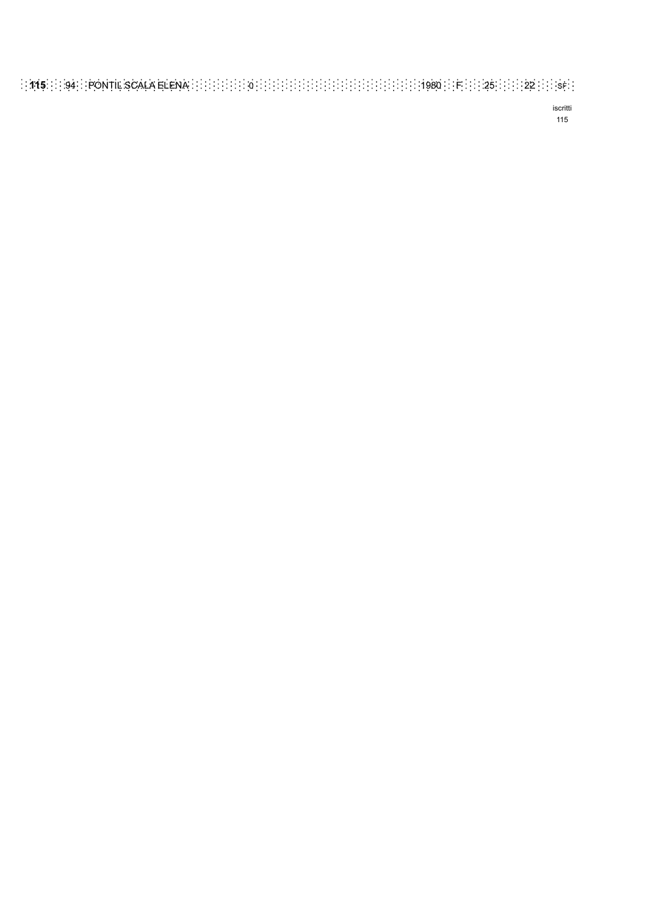| **115** | 94 | PONTIL SCALA ELENA | 0 | 1980 | F | 25 | 22 | SF |
|---|---|---|---|---|---|---|---|---|

iscritti
115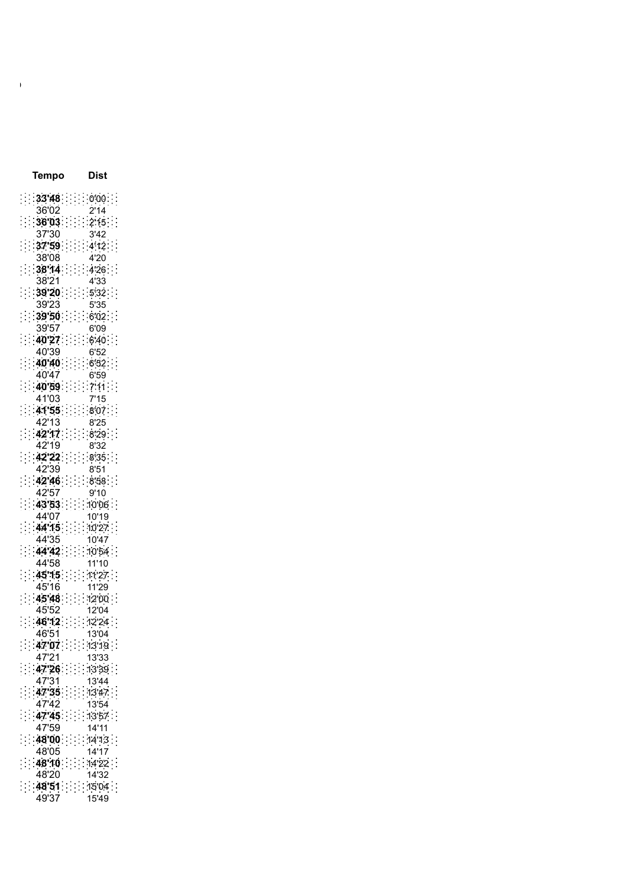| Tempo | Dist |
|---|---|
| **33'48** | 0'00 |
| 36'02 | 2'14 |
| **36'03** | 2'15 |
| 37'30 | 3'42 |
| **37'59** | 4'12 |
| 38'08 | 4'20 |
| **38'14** | 4'26 |
| 38'21 | 4'33 |
| **39'20** | 5'32 |
| 39'23 | 5'35 |
| **39'50** | 6'02 |
| 39'57 | 6'09 |
| **40'27** | 6'40 |
| 40'39 | 6'52 |
| **40'40** | 6'52 |
| 40'47 | 6'59 |
| **40'59** | 7'11 |
| 41'03 | 7'15 |
| **41'55** | 8'07 |
| 42'13 | 8'25 |
| **42'17** | 8'29 |
| 42'19 | 8'32 |
| **42'22** | 8'35 |
| 42'39 | 8'51 |
| **42'46** | 8'58 |
| 42'57 | 9'10 |
| **43'53** | 10'06 |
| 44'07 | 10'19 |
| **44'15** | 10'27 |
| 44'35 | 10'47 |
| **44'42** | 10'54 |
| 44'58 | 11'10 |
| **45'15** | 11'27 |
| 45'16 | 11'29 |
| **45'48** | 12'00 |
| 45'52 | 12'04 |
| **46'12** | 12'24 |
| 46'51 | 13'04 |
| **47'07** | 13'19 |
| 47'21 | 13'33 |
| **47'26** | 13'39 |
| 47'31 | 13'44 |
| **47'35** | 13'47 |
| 47'42 | 13'54 |
| **47'45** | 13'57 |
| 47'59 | 14'11 |
| **48'00** | 14'13 |
| 48'05 | 14'17 |
| **48'10** | 14'22 |
| 48'20 | 14'32 |
| **48'51** | 15'04 |
| 49'37 | 15'49 |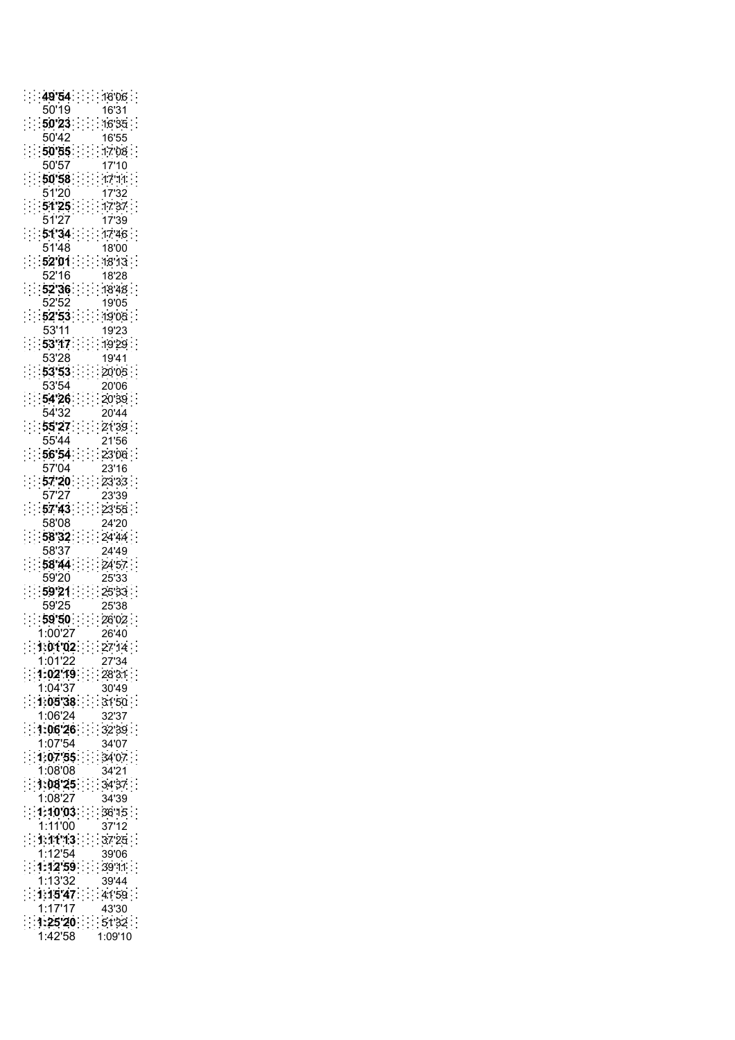| | |
|---|---|
| **49'54** | 16'06 |
| 50'19 | 16'31 |
| **50'23** | 16'35 |
| 50'42 | 16'55 |
| **50'55** | 17'08 |
| 50'57 | 17'10 |
| **50'58** | 17'11 |
| 51'20 | 17'32 |
| **51'25** | 17'37 |
| 51'27 | 17'39 |
| **51'34** | 17'46 |
| 51'48 | 18'00 |
| **52'01** | 18'13 |
| 52'16 | 18'28 |
| **52'36** | 18'48 |
| 52'52 | 19'05 |
| **52'53** | 19'05 |
| 53'11 | 19'23 |
| **53'17** | 19'29 |
| 53'28 | 19'41 |
| **53'53** | 20'05 |
| 53'54 | 20'06 |
| **54'26** | 20'39 |
| 54'32 | 20'44 |
| **55'27** | 21'39 |
| 55'44 | 21'56 |
| **56'54** | 23'06 |
| 57'04 | 23'16 |
| **57'20** | 23'33 |
| 57'27 | 23'39 |
| **57'43** | 23'55 |
| 58'08 | 24'20 |
| **58'32** | 24'44 |
| 58'37 | 24'49 |
| **58'44** | 24'57 |
| 59'20 | 25'33 |
| **59'21** | 25'33 |
| 59'25 | 25'38 |
| **59'50** | 26'02 |
| 1:00'27 | 26'40 |
| **1:01'02** | 27'14 |
| 1:01'22 | 27'34 |
| **1:02'19** | 28'31 |
| 1:04'37 | 30'49 |
| **1:05'38** | 31'50 |
| 1:06'24 | 32'37 |
| **1:06'26** | 32'39 |
| 1:07'54 | 34'07 |
| **1:07'55** | 34'07 |
| 1:08'08 | 34'21 |
| **1:08'25** | 34'37 |
| 1:08'27 | 34'39 |
| **1:10'03** | 36'15 |
| 1:11'00 | 37'12 |
| **1:11'13** | 37'25 |
| 1:12'54 | 39'06 |
| **1:12'59** | 39'11 |
| 1:13'32 | 39'44 |
| **1:15'47** | 41'59 |
| 1:17'17 | 43'30 |
| **1:25'20** | 51'32 |
| 1:42'58 | 1:09'10 |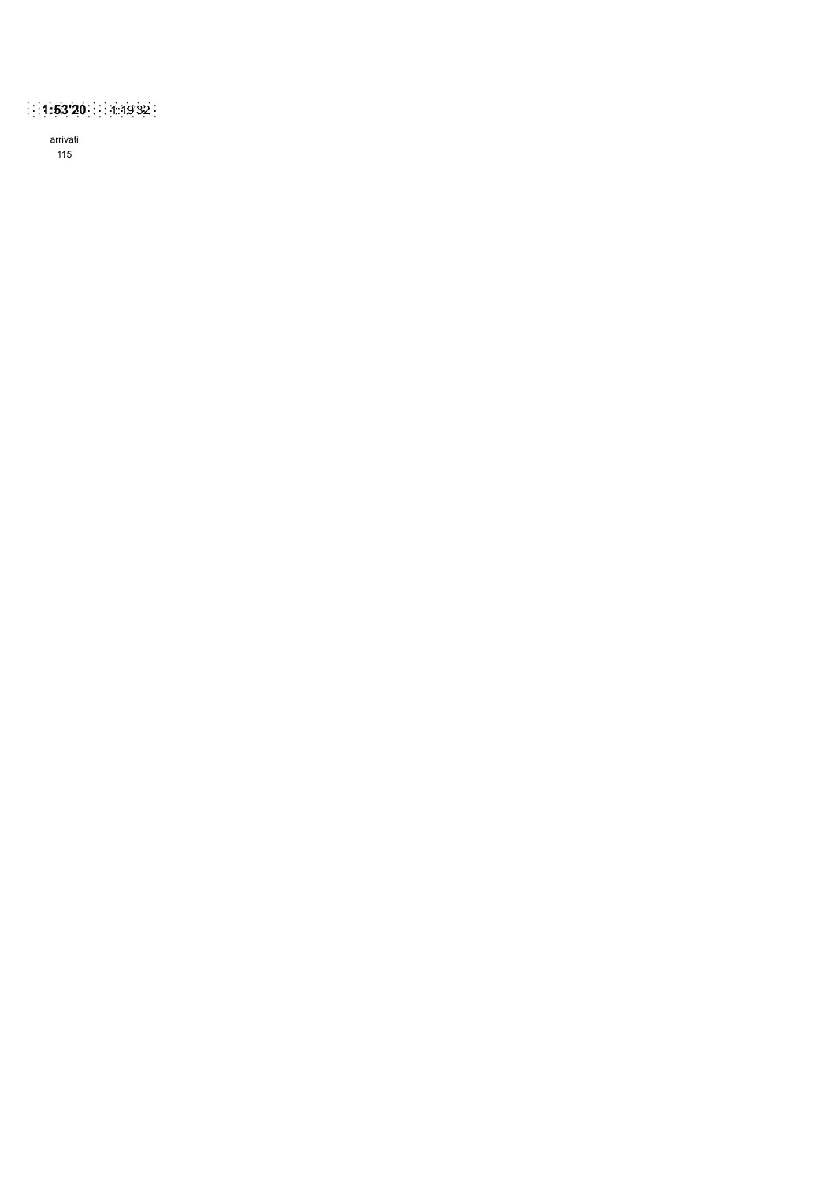**1:53'20** 1:19'32

arrivati
115